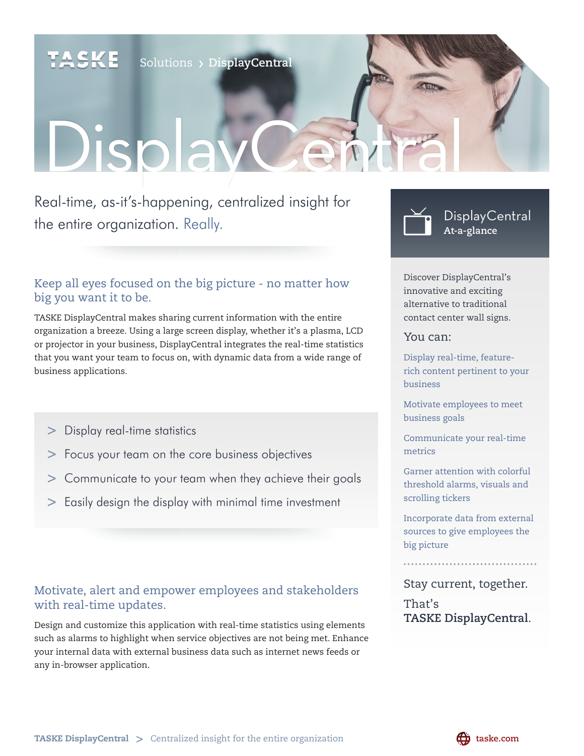TASKE Solutions › DisplayCentral

# DisplayCentral

Real-time, as-it's-happening, centralized insight for the entire organization. Really.

## Keep all eyes focused on the big picture - no matter how big you want it to be.

TASKE DisplayCentral makes sharing current information with the entire organization a breeze. Using a large screen display, whether it's a plasma, LCD or projector in your business, DisplayCentral integrates the real-time statistics that you want your team to focus on, with dynamic data from a wide range of business applications.

> Display real-time statistics
> Focus your team on the core business objectives
> Communicate to your team when they achieve their goals
> Easily design the display with minimal time investment

## Motivate, alert and empower employees and stakeholders with real-time updates.

Design and customize this application with real-time statistics using elements such as alarms to highlight when service objectives are not being met. Enhance your internal data with external business data such as internet news feeds or any in-browser application.

## DisplayCentral At-a-glance

Discover DisplayCentral's innovative and exciting alternative to traditional contact center wall signs.

You can:

- Display real-time, feature-rich content pertinent to your business
- Motivate employees to meet business goals
- Communicate your real-time metrics
- Garner attention with colorful threshold alarms, visuals and scrolling tickers
- Incorporate data from external sources to give employees the big picture

Stay current, together.

That's **TASKE DisplayCentral**.

**TASKE DisplayCentral** > Centralized insight for the entire organization

taske.com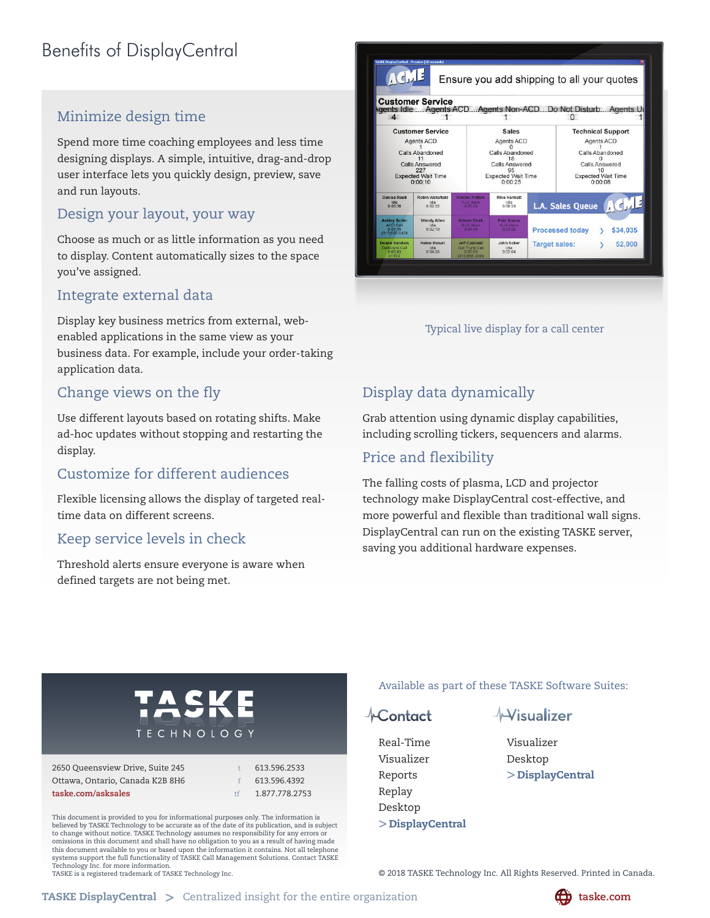# Benefits of DisplayCentral

## Minimize design time

Spend more time coaching employees and less time designing displays. A simple, intuitive, drag-and-drop user interface lets you quickly design, preview, save and run layouts.

## Design your layout, your way

Choose as much or as little information as you need to display. Content automatically sizes to the space you've assigned.

## Integrate external data

Display key business metrics from external, web-enabled applications in the same view as your business data. For example, include your order-taking application data.

## Change views on the fly

Use different layouts based on rotating shifts. Make ad-hoc updates without stopping and restarting the display.

## Customize for different audiences

Flexible licensing allows the display of targeted real-time data on different screens.

## Keep service levels in check

Threshold alerts ensure everyone is aware when defined targets are not being met.

Typical live display for a call center

## Display data dynamically

Grab attention using dynamic display capabilities, including scrolling tickers, sequencers and alarms.

## Price and flexibility

The falling costs of plasma, LCD and projector technology make DisplayCentral cost-effective, and more powerful and flexible than traditional wall signs. DisplayCentral can run on the existing TASKE server, saving you additional hardware expenses.

TASKE TECHNOLOGY

2650 Queensview Drive, Suite 245
Ottawa, Ontario, Canada K2B 8H6
taske.com/asksales

t 613.596.2533
f 613.596.4392
tf 1.877.778.2753

This document is provided to you for informational purposes only. The information is believed by TASKE Technology to be accurate as of the date of its publication, and is subject to change without notice. TASKE Technology assumes no responsibility for any errors or omissions in this document and shall have no obligation to you as a result of having made this document available to you or based upon the information it contains. Not all telephone systems support the full functionality of TASKE Call Management Solutions. Contact TASKE Technology Inc. for more information.
TASKE is a registered trademark of TASKE Technology Inc.

Available as part of these TASKE Software Suites:

**Contact**

- Real-Time
- Visualizer
- Reports
- Replay
- Desktop
- > **DisplayCentral**

**Visualizer**

- Visualizer
- Desktop
- > **DisplayCentral**

© 2018 TASKE Technology Inc. All Rights Reserved. Printed in Canada.

**TASKE DisplayCentral** > Centralized insight for the entire organization

taske.com